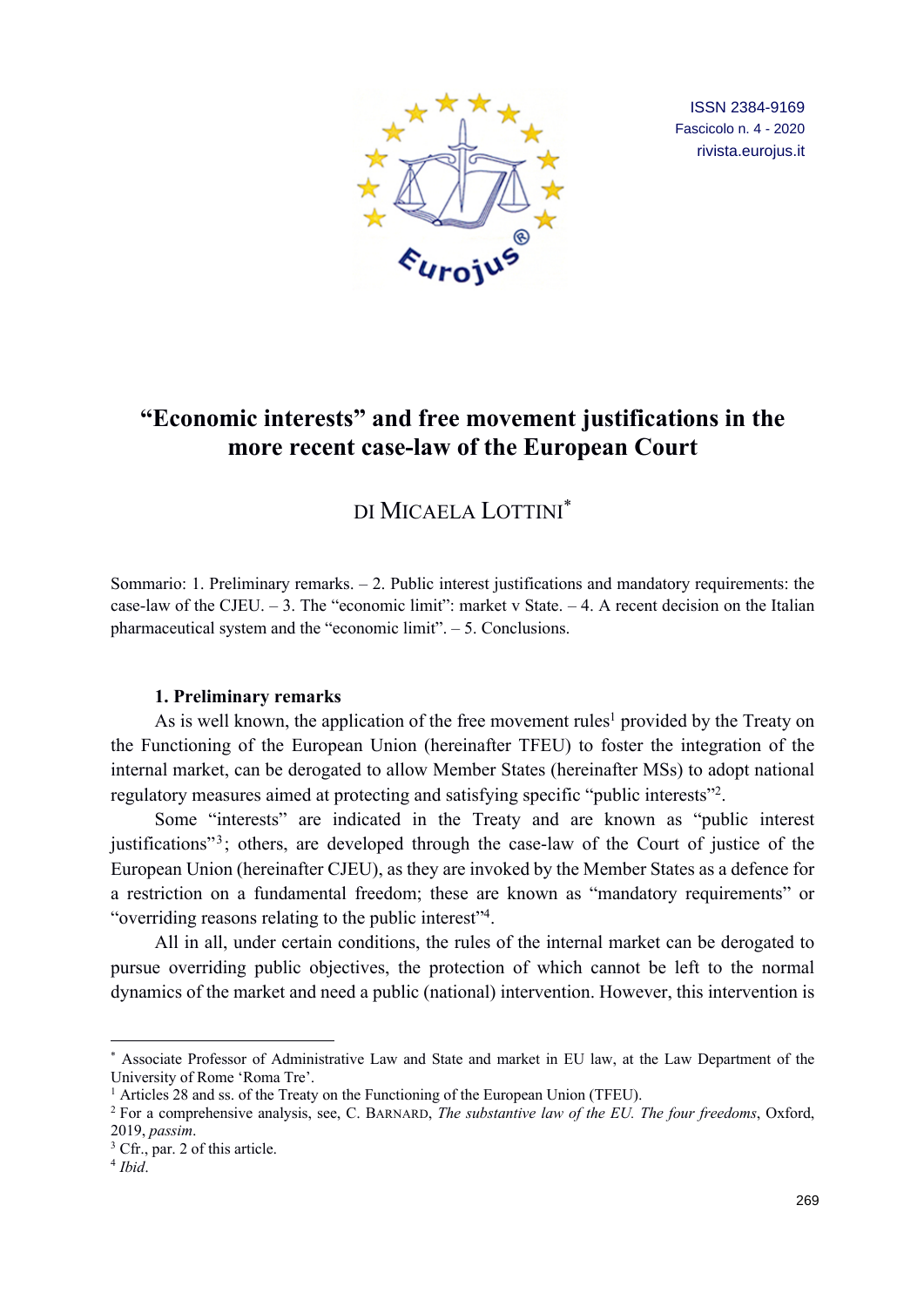ISSN 2384-9169
Fascicolo n. 4 - 2020
rivista.eurojus.it

# "Economic interests" and free movement justifications in the more recent case-law of the European Court

DI MICAELA LOTTINI[*]

Sommario: 1. Preliminary remarks. – 2. Public interest justifications and mandatory requirements: the case-law of the CJEU. – 3. The "economic limit": market v State. – 4. A recent decision on the Italian pharmaceutical system and the "economic limit". – 5. Conclusions.

## 1. Preliminary remarks

As is well known, the application of the free movement rules[1] provided by the Treaty on the Functioning of the European Union (hereinafter TFEU) to foster the integration of the internal market, can be derogated to allow Member States (hereinafter MSs) to adopt national regulatory measures aimed at protecting and satisfying specific "public interests"[2].

Some "interests" are indicated in the Treaty and are known as "public interest justifications"[3]; others, are developed through the case-law of the Court of justice of the European Union (hereinafter CJEU), as they are invoked by the Member States as a defence for a restriction on a fundamental freedom; these are known as "mandatory requirements" or "overriding reasons relating to the public interest"[4].

All in all, under certain conditions, the rules of the internal market can be derogated to pursue overriding public objectives, the protection of which cannot be left to the normal dynamics of the market and need a public (national) intervention. However, this intervention is

---

[*] Associate Professor of Administrative Law and State and market in EU law, at the Law Department of the University of Rome 'Roma Tre'.

[1] Articles 28 and ss. of the Treaty on the Functioning of the European Union (TFEU).

[2] For a comprehensive analysis, see, C. BARNARD, *The substantive law of the EU. The four freedoms*, Oxford, 2019, *passim*.

[3] Cfr., par. 2 of this article.

[4] *Ibid*.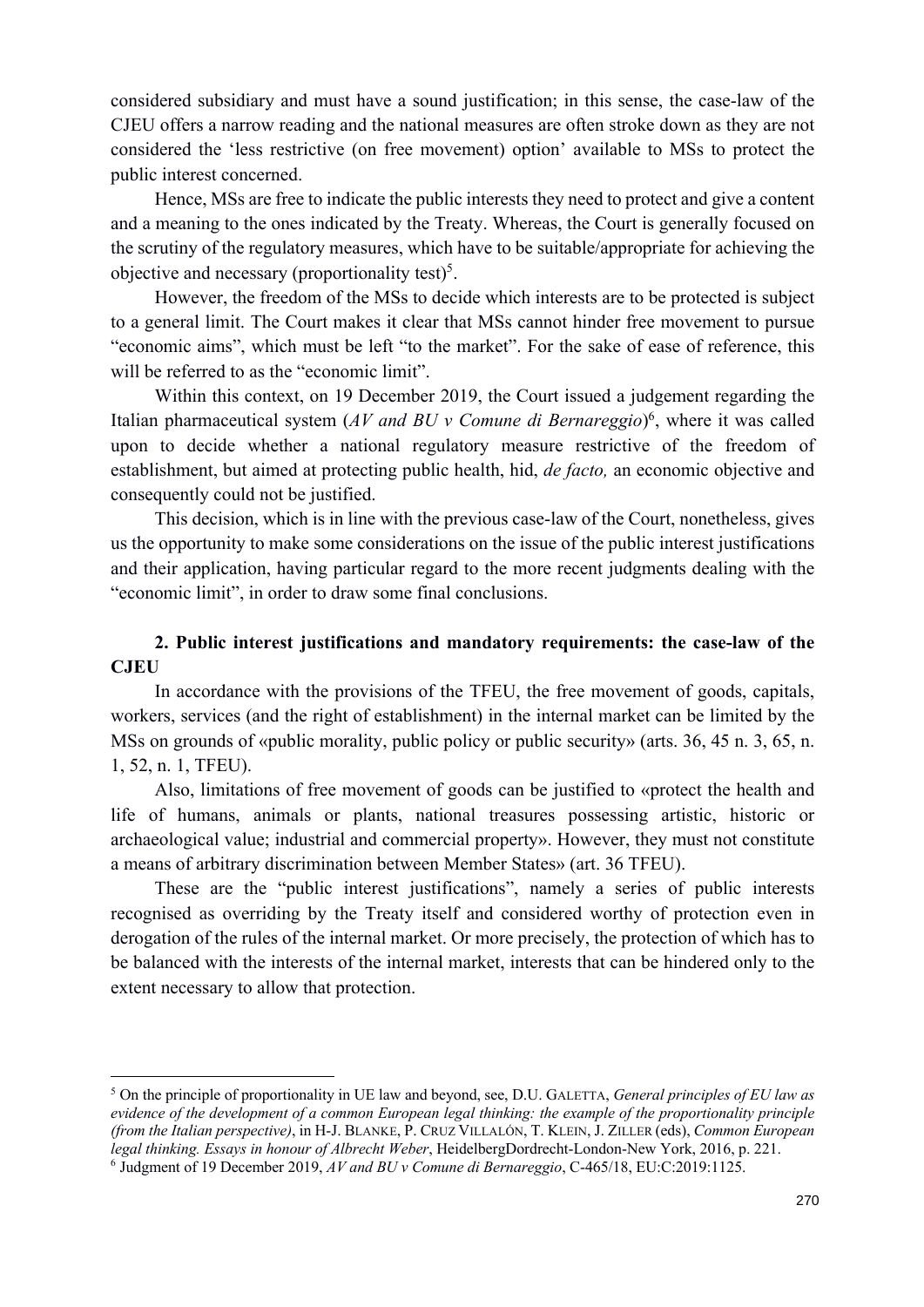considered subsidiary and must have a sound justification; in this sense, the case-law of the CJEU offers a narrow reading and the national measures are often stroke down as they are not considered the 'less restrictive (on free movement) option' available to MSs to protect the public interest concerned.

Hence, MSs are free to indicate the public interests they need to protect and give a content and a meaning to the ones indicated by the Treaty. Whereas, the Court is generally focused on the scrutiny of the regulatory measures, which have to be suitable/appropriate for achieving the objective and necessary (proportionality test)[5].

However, the freedom of the MSs to decide which interests are to be protected is subject to a general limit. The Court makes it clear that MSs cannot hinder free movement to pursue "economic aims", which must be left "to the market". For the sake of ease of reference, this will be referred to as the "economic limit".

Within this context, on 19 December 2019, the Court issued a judgement regarding the Italian pharmaceutical system (*AV and BU v Comune di Bernareggio*)[6], where it was called upon to decide whether a national regulatory measure restrictive of the freedom of establishment, but aimed at protecting public health, hid, *de facto,* an economic objective and consequently could not be justified.

This decision, which is in line with the previous case-law of the Court, nonetheless, gives us the opportunity to make some considerations on the issue of the public interest justifications and their application, having particular regard to the more recent judgments dealing with the "economic limit", in order to draw some final conclusions.

## 2. Public interest justifications and mandatory requirements: the case-law of the CJEU

In accordance with the provisions of the TFEU, the free movement of goods, capitals, workers, services (and the right of establishment) in the internal market can be limited by the MSs on grounds of «public morality, public policy or public security» (arts. 36, 45 n. 3, 65, n. 1, 52, n. 1, TFEU).

Also, limitations of free movement of goods can be justified to «protect the health and life of humans, animals or plants, national treasures possessing artistic, historic or archaeological value; industrial and commercial property». However, they must not constitute a means of arbitrary discrimination between Member States» (art. 36 TFEU).

These are the "public interest justifications", namely a series of public interests recognised as overriding by the Treaty itself and considered worthy of protection even in derogation of the rules of the internal market. Or more precisely, the protection of which has to be balanced with the interests of the internal market, interests that can be hindered only to the extent necessary to allow that protection.

---

[5] On the principle of proportionality in UE law and beyond, see, D.U. GALETTA, *General principles of EU law as evidence of the development of a common European legal thinking: the example of the proportionality principle (from the Italian perspective)*, in H-J. BLANKE, P. CRUZ VILLALÓN, T. KLEIN, J. ZILLER (eds), *Common European legal thinking. Essays in honour of Albrecht Weber*, HeidelbergDordrecht-London-New York, 2016, p. 221.

[6] Judgment of 19 December 2019, *AV and BU v Comune di Bernareggio*, C-465/18, EU:C:2019:1125.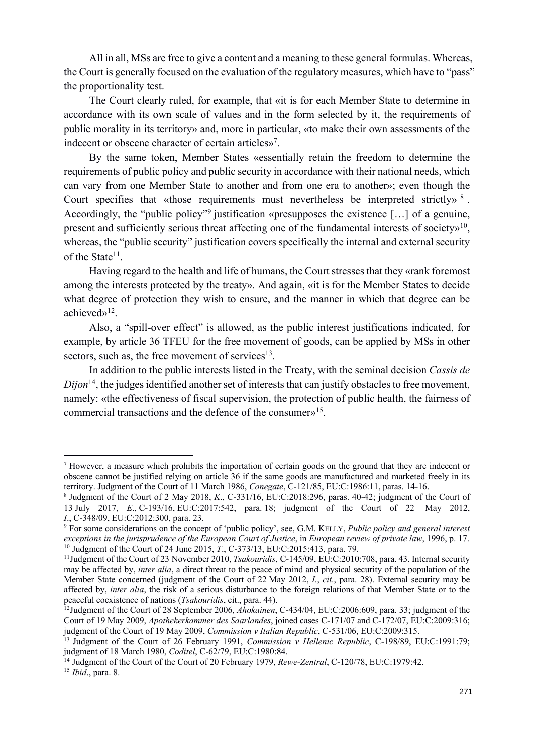All in all, MSs are free to give a content and a meaning to these general formulas. Whereas, the Court is generally focused on the evaluation of the regulatory measures, which have to "pass" the proportionality test.

The Court clearly ruled, for example, that «it is for each Member State to determine in accordance with its own scale of values and in the form selected by it, the requirements of public morality in its territory» and, more in particular, «to make their own assessments of the indecent or obscene character of certain articles»[7].

By the same token, Member States «essentially retain the freedom to determine the requirements of public policy and public security in accordance with their national needs, which can vary from one Member State to another and from one era to another»; even though the Court specifies that «those requirements must nevertheless be interpreted strictly»[8]. Accordingly, the "public policy"[9] justification «presupposes the existence […] of a genuine, present and sufficiently serious threat affecting one of the fundamental interests of society»[10], whereas, the "public security" justification covers specifically the internal and external security of the State[11].

Having regard to the health and life of humans, the Court stresses that they «rank foremost among the interests protected by the treaty». And again, «it is for the Member States to decide what degree of protection they wish to ensure, and the manner in which that degree can be achieved»[12].

Also, a "spill-over effect" is allowed, as the public interest justifications indicated, for example, by article 36 TFEU for the free movement of goods, can be applied by MSs in other sectors, such as, the free movement of services[13].

In addition to the public interests listed in the Treaty, with the seminal decision *Cassis de Dijon*[14], the judges identified another set of interests that can justify obstacles to free movement, namely: «the effectiveness of fiscal supervision, the protection of public health, the fairness of commercial transactions and the defence of the consumer»[15].

---

[7] However, a measure which prohibits the importation of certain goods on the ground that they are indecent or obscene cannot be justified relying on article 36 if the same goods are manufactured and marketed freely in its territory. Judgment of the Court of 11 March 1986, *Conegate*, C-121/85, EU:C:1986:11, paras. 14-16.

[8] Judgment of the Court of 2 May 2018, *K.*, C-331/16, EU:C:2018:296, paras. 40-42; judgment of the Court of 13 July 2017, *E.*, C-193/16, EU:C:2017:542, para. 18; judgment of the Court of 22 May 2012, *I.*, C-348/09, EU:C:2012:300, para. 23.

[9] For some considerations on the concept of 'public policy', see, G.M. KELLY, *Public policy and general interest exceptions in the jurisprudence of the European Court of Justice*, in *European review of private law*, 1996, p. 17.

[10] Judgment of the Court of 24 June 2015, *T.*, C-373/13, EU:C:2015:413, para. 79.

[11] Judgment of the Court of 23 November 2010, *Tsakouridis*, C-145/09, EU:C:2010:708, para. 43. Internal security may be affected by, *inter alia*, a direct threat to the peace of mind and physical security of the population of the Member State concerned (judgment of the Court of 22 May 2012, *I.*, *cit*., para. 28). External security may be affected by, *inter alia*, the risk of a serious disturbance to the foreign relations of that Member State or to the peaceful coexistence of nations (*Tsakouridis*, cit., para. 44).

[12] Judgment of the Court of 28 September 2006, *Ahokainen*, C-434/04, EU:C:2006:609, para. 33; judgment of the Court of 19 May 2009, *Apothekerkammer des Saarlandes*, joined cases C-171/07 and C-172/07, EU:C:2009:316; judgment of the Court of 19 May 2009, *Commission v Italian Republic*, C-531/06, EU:C:2009:315.

[13] Judgment of the Court of 26 February 1991, *Commission v Hellenic Republic*, C-198/89, EU:C:1991:79; judgment of 18 March 1980, *Coditel*, C-62/79, EU:C:1980:84.

[14] Judgment of the Court of the Court of 20 February 1979, *Rewe-Zentral*, C-120/78, EU:C:1979:42.

[15] *Ibid*., para. 8.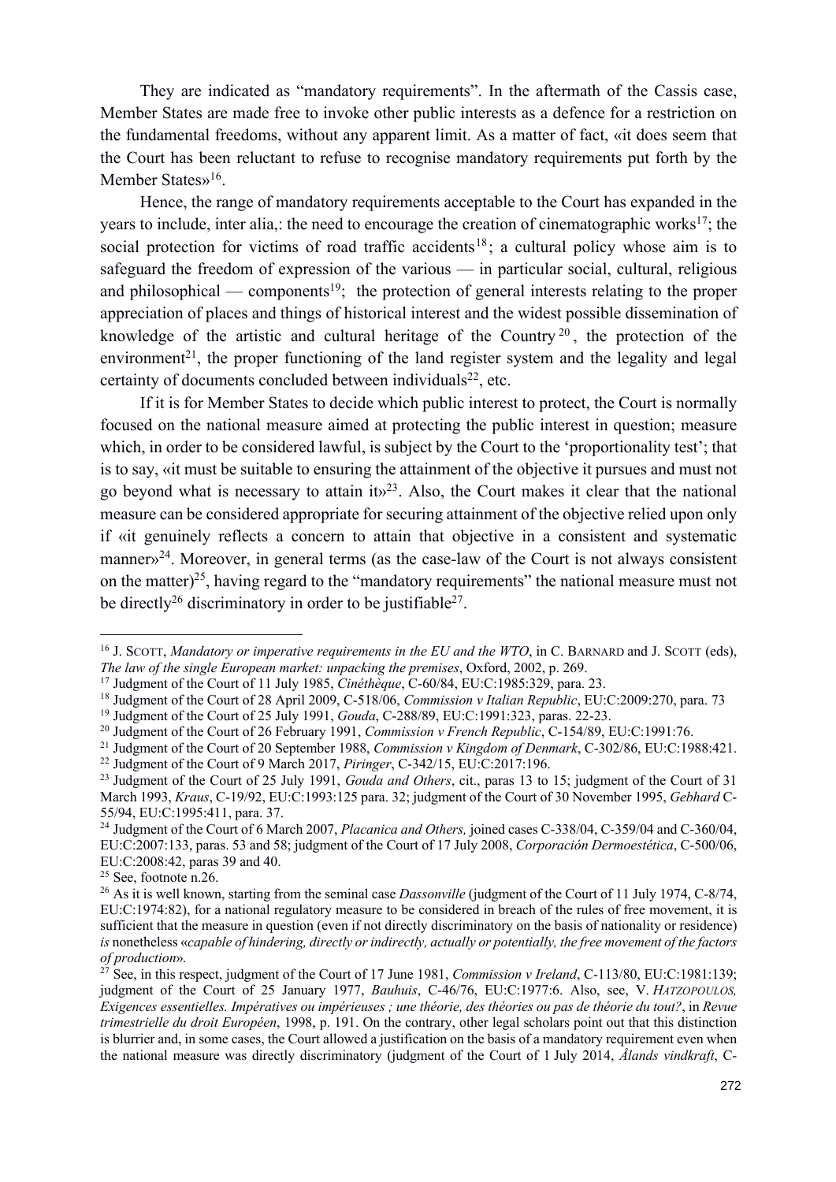They are indicated as "mandatory requirements". In the aftermath of the Cassis case, Member States are made free to invoke other public interests as a defence for a restriction on the fundamental freedoms, without any apparent limit. As a matter of fact, «it does seem that the Court has been reluctant to refuse to recognise mandatory requirements put forth by the Member States»[16].

Hence, the range of mandatory requirements acceptable to the Court has expanded in the years to include, inter alia,: the need to encourage the creation of cinematographic works[17]; the social protection for victims of road traffic accidents[18]; a cultural policy whose aim is to safeguard the freedom of expression of the various — in particular social, cultural, religious and philosophical — components[19]; the protection of general interests relating to the proper appreciation of places and things of historical interest and the widest possible dissemination of knowledge of the artistic and cultural heritage of the Country[20], the protection of the environment[21], the proper functioning of the land register system and the legality and legal certainty of documents concluded between individuals[22], etc.

If it is for Member States to decide which public interest to protect, the Court is normally focused on the national measure aimed at protecting the public interest in question; measure which, in order to be considered lawful, is subject by the Court to the 'proportionality test'; that is to say, «it must be suitable to ensuring the attainment of the objective it pursues and must not go beyond what is necessary to attain it»[23]. Also, the Court makes it clear that the national measure can be considered appropriate for securing attainment of the objective relied upon only if «it genuinely reflects a concern to attain that objective in a consistent and systematic manner»[24]. Moreover, in general terms (as the case-law of the Court is not always consistent on the matter)[25], having regard to the "mandatory requirements" the national measure must not be directly[26] discriminatory in order to be justifiable[27].

---

[16] J. Scott, *Mandatory or imperative requirements in the EU and the WTO*, in C. Barnard and J. Scott (eds), *The law of the single European market: unpacking the premises*, Oxford, 2002, p. 269.

[17] Judgment of the Court of 11 July 1985, *Cinéthèque*, C-60/84, EU:C:1985:329, para. 23.

[18] Judgment of the Court of 28 April 2009, C-518/06, *Commission v Italian Republic*, EU:C:2009:270, para. 73

[19] Judgment of the Court of 25 July 1991, *Gouda*, C-288/89, EU:C:1991:323, paras. 22-23.

[20] Judgment of the Court of 26 February 1991, *Commission v French Republic*, C-154/89, EU:C:1991:76.

[21] Judgment of the Court of 20 September 1988, *Commission v Kingdom of Denmark*, C-302/86, EU:C:1988:421.

[22] Judgment of the Court of 9 March 2017, *Piringer*, C-342/15, EU:C:2017:196.

[23] Judgment of the Court of 25 July 1991, *Gouda and Others*, cit., paras 13 to 15; judgment of the Court of 31 March 1993, *Kraus*, C-19/92, EU:C:1993:125 para. 32; judgment of the Court of 30 November 1995, *Gebhard* C-55/94, EU:C:1995:411, para. 37.

[24] Judgment of the Court of 6 March 2007, *Placanica and Others,* joined cases C-338/04, C-359/04 and C-360/04, EU:C:2007:133, paras. 53 and 58; judgment of the Court of 17 July 2008, *Corporación Dermoestética*, C-500/06, EU:C:2008:42, paras 39 and 40.

[25] See, footnote n.26.

[26] As it is well known, starting from the seminal case *Dassonville* (judgment of the Court of 11 July 1974, C-8/74, EU:C:1974:82), for a national regulatory measure to be considered in breach of the rules of free movement, it is sufficient that the measure in question (even if not directly discriminatory on the basis of nationality or residence) *is* nonetheless «*capable of hindering, directly or indirectly, actually or potentially, the free movement of the factors of production*».

[27] See, in this respect, judgment of the Court of 17 June 1981, *Commission v Ireland*, C-113/80, EU:C:1981:139; judgment of the Court of 25 January 1977, *Bauhuis*, C-46/76, EU:C:1977:6. Also, see, V. *Hatzopoulos, Exigences essentielles. Impératives ou impérieuses ; une théorie, des théories ou pas de théorie du tout?*, in *Revue trimestrielle du droit Européen*, 1998, p. 191. On the contrary, other legal scholars point out that this distinction is blurrier and, in some cases, the Court allowed a justification on the basis of a mandatory requirement even when the national measure was directly discriminatory (judgment of the Court of 1 July 2014, *Ålands vindkraft*, C-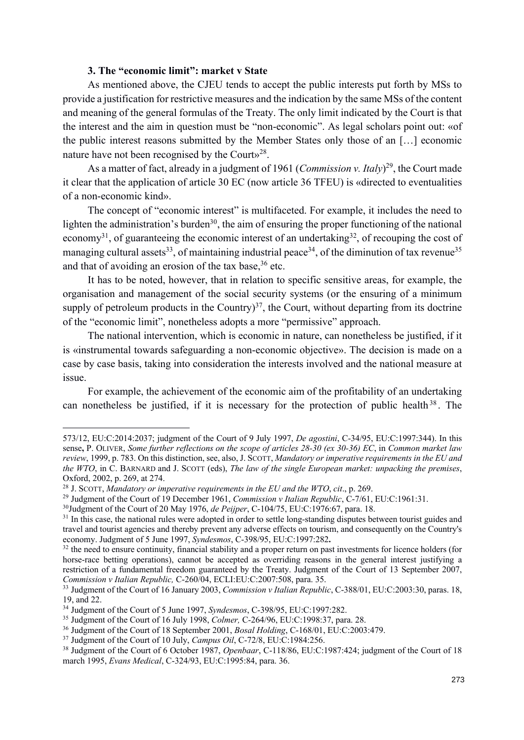### 3. The "economic limit": market v State

As mentioned above, the CJEU tends to accept the public interests put forth by MSs to provide a justification for restrictive measures and the indication by the same MSs of the content and meaning of the general formulas of the Treaty. The only limit indicated by the Court is that the interest and the aim in question must be "non-economic". As legal scholars point out: «of the public interest reasons submitted by the Member States only those of an […] economic nature have not been recognised by the Court»[28].

As a matter of fact, already in a judgment of 1961 (*Commission v. Italy*)[29], the Court made it clear that the application of article 30 EC (now article 36 TFEU) is «directed to eventualities of a non-economic kind».

The concept of "economic interest" is multifaceted. For example, it includes the need to lighten the administration's burden[30], the aim of ensuring the proper functioning of the national economy[31], of guaranteeing the economic interest of an undertaking[32], of recouping the cost of managing cultural assets[33], of maintaining industrial peace[34], of the diminution of tax revenue[35] and that of avoiding an erosion of the tax base,[36] etc.

It has to be noted, however, that in relation to specific sensitive areas, for example, the organisation and management of the social security systems (or the ensuring of a minimum supply of petroleum products in the Country)[37], the Court, without departing from its doctrine of the "economic limit", nonetheless adopts a more "permissive" approach.

The national intervention, which is economic in nature, can nonetheless be justified, if it is «instrumental towards safeguarding a non-economic objective». The decision is made on a case by case basis, taking into consideration the interests involved and the national measure at issue.

For example, the achievement of the economic aim of the profitability of an undertaking can nonetheless be justified, if it is necessary for the protection of public health[38]. The

---

573/12, EU:C:2014:2037; judgment of the Court of 9 July 1997, *De agostini*, C-34/95, EU:C:1997:344). In this sense**,** P. OLIVER, *Some further reflections on the scope of articles 28-30 (ex 30-36) EC*, in *Common market law review*, 1999, p. 783. On this distinction, see, also, J. SCOTT, *Mandatory or imperative requirements in the EU and the WTO*, in C. BARNARD and J. SCOTT (eds), *The law of the single European market: unpacking the premises*, Oxford, 2002, p. 269, at 274.

[28] J. SCOTT, *Mandatory or imperative requirements in the EU and the WTO*, *cit*., p. 269.

[29] Judgment of the Court of 19 December 1961, *Commission v Italian Republic*, C-7/61, EU:C:1961:31.

[30] Judgment of the Court of 20 May 1976, *de Peijper*, C-104/75, EU:C:1976:67, para. 18.

[31] In this case, the national rules were adopted in order to settle long-standing disputes between tourist guides and travel and tourist agencies and thereby prevent any adverse effects on tourism, and consequently on the Country's economy. Judgment of 5 June 1997, *Syndesmos*, C-398/95, EU:C:1997:282**.**

[32] the need to ensure continuity, financial stability and a proper return on past investments for licence holders (for horse-race betting operations), cannot be accepted as overriding reasons in the general interest justifying a restriction of a fundamental freedom guaranteed by the Treaty. Judgment of the Court of 13 September 2007, *Commission v Italian Republic,* C-260/04, ECLI:EU:C:2007:508, para. 35.

[33] Judgment of the Court of 16 January 2003, *Commission v Italian Republic*, C-388/01, EU:C:2003:30, paras. 18, 19, and 22.

[34] Judgment of the Court of 5 June 1997, *Syndesmos*, C-398/95, EU:C:1997:282.

[35] Judgment of the Court of 16 July 1998, *Colmer,* C-264/96, EU:C:1998:37, para. 28.

[36] Judgment of the Court of 18 September 2001, *Bosal Holding*, C-168/01, EU:C:2003:479.

[37] Judgment of the Court of 10 July, *Campus Oil*, C-72/8, EU:C:1984:256.

[38] Judgment of the Court of 6 October 1987, *Openbaar*, C-118/86, EU:C:1987:424; judgment of the Court of 18 march 1995, *Evans Medical*, C-324/93, EU:C:1995:84, para. 36.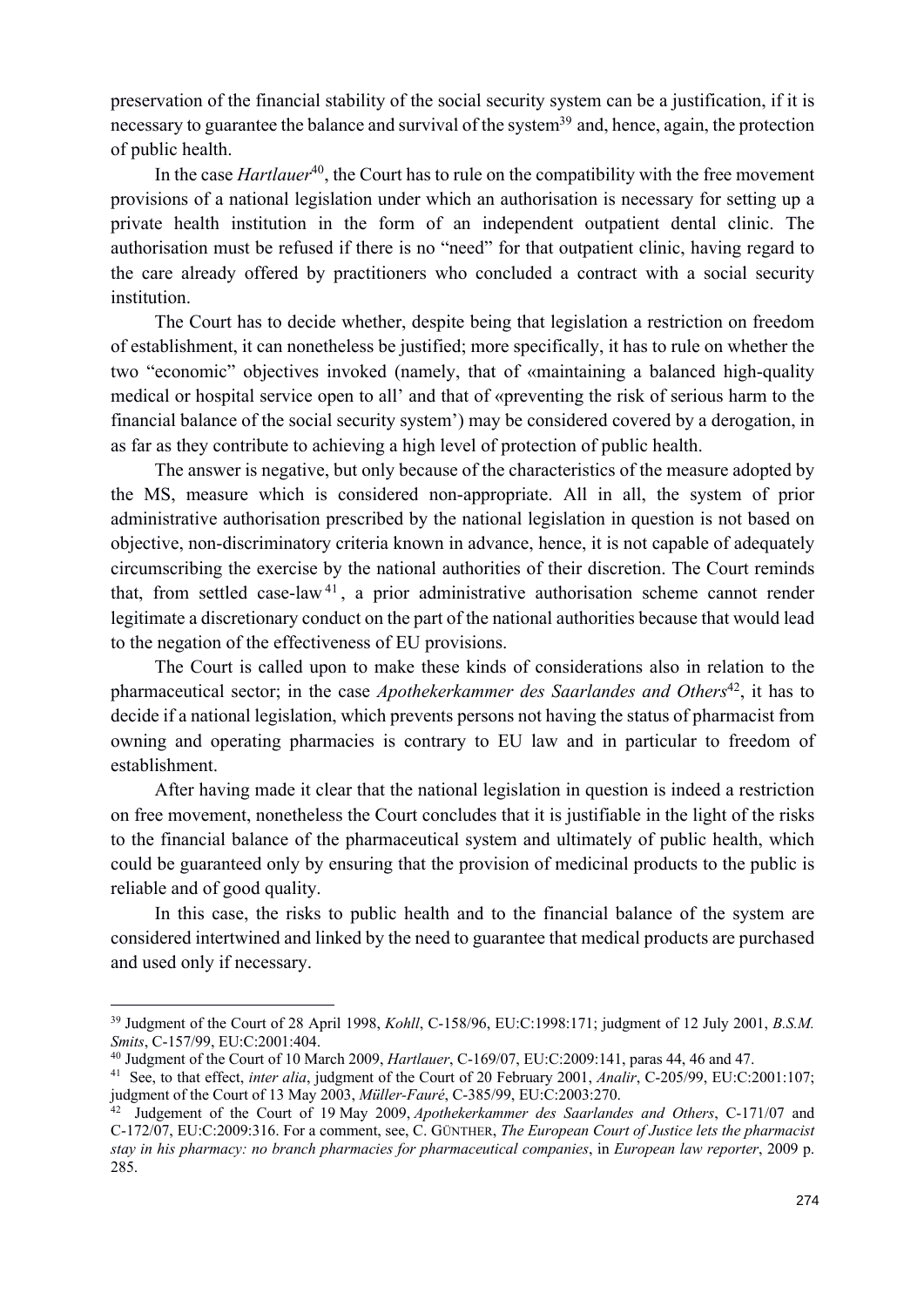preservation of the financial stability of the social security system can be a justification, if it is necessary to guarantee the balance and survival of the system[39] and, hence, again, the protection of public health.

In the case *Hartlauer*[40], the Court has to rule on the compatibility with the free movement provisions of a national legislation under which an authorisation is necessary for setting up a private health institution in the form of an independent outpatient dental clinic. The authorisation must be refused if there is no "need" for that outpatient clinic, having regard to the care already offered by practitioners who concluded a contract with a social security institution.

The Court has to decide whether, despite being that legislation a restriction on freedom of establishment, it can nonetheless be justified; more specifically, it has to rule on whether the two "economic" objectives invoked (namely, that of «maintaining a balanced high-quality medical or hospital service open to all' and that of «preventing the risk of serious harm to the financial balance of the social security system') may be considered covered by a derogation, in as far as they contribute to achieving a high level of protection of public health.

The answer is negative, but only because of the characteristics of the measure adopted by the MS, measure which is considered non-appropriate. All in all, the system of prior administrative authorisation prescribed by the national legislation in question is not based on objective, non-discriminatory criteria known in advance, hence, it is not capable of adequately circumscribing the exercise by the national authorities of their discretion. The Court reminds that, from settled case-law[41], a prior administrative authorisation scheme cannot render legitimate a discretionary conduct on the part of the national authorities because that would lead to the negation of the effectiveness of EU provisions.

The Court is called upon to make these kinds of considerations also in relation to the pharmaceutical sector; in the case *Apothekerkammer des Saarlandes and Others*[42], it has to decide if a national legislation, which prevents persons not having the status of pharmacist from owning and operating pharmacies is contrary to EU law and in particular to freedom of establishment.

After having made it clear that the national legislation in question is indeed a restriction on free movement, nonetheless the Court concludes that it is justifiable in the light of the risks to the financial balance of the pharmaceutical system and ultimately of public health, which could be guaranteed only by ensuring that the provision of medicinal products to the public is reliable and of good quality.

In this case, the risks to public health and to the financial balance of the system are considered intertwined and linked by the need to guarantee that medical products are purchased and used only if necessary.

---

[39] Judgment of the Court of 28 April 1998, *Kohll*, C-158/96, EU:C:1998:171; judgment of 12 July 2001, *B.S.M. Smits*, C-157/99, EU:C:2001:404.

[40] Judgment of the Court of 10 March 2009, *Hartlauer*, C-169/07, EU:C:2009:141, paras 44, 46 and 47.

[41] See, to that effect, *inter alia*, judgment of the Court of 20 February 2001, *Analir*, C-205/99, EU:C:2001:107; judgment of the Court of 13 May 2003, *Müller-Fauré*, C-385/99, EU:C:2003:270.

[42] Judgement of the Court of 19 May 2009, *Apothekerkammer des Saarlandes and Others*, C-171/07 and C-172/07, EU:C:2009:316. For a comment, see, C. GÜNTHER, *The European Court of Justice lets the pharmacist stay in his pharmacy: no branch pharmacies for pharmaceutical companies*, in *European law reporter*, 2009 p. 285.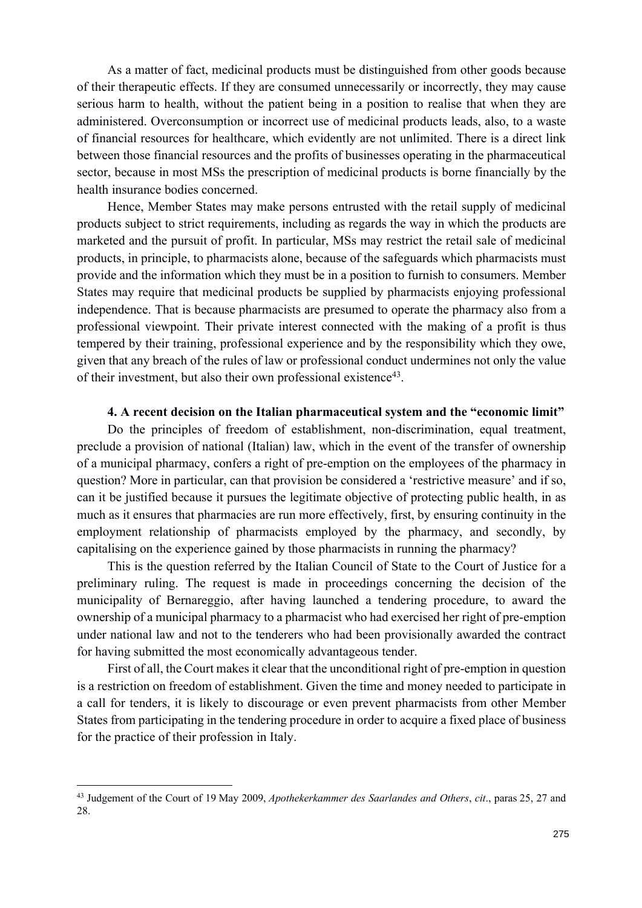As a matter of fact, medicinal products must be distinguished from other goods because of their therapeutic effects. If they are consumed unnecessarily or incorrectly, they may cause serious harm to health, without the patient being in a position to realise that when they are administered. Overconsumption or incorrect use of medicinal products leads, also, to a waste of financial resources for healthcare, which evidently are not unlimited. There is a direct link between those financial resources and the profits of businesses operating in the pharmaceutical sector, because in most MSs the prescription of medicinal products is borne financially by the health insurance bodies concerned.

Hence, Member States may make persons entrusted with the retail supply of medicinal products subject to strict requirements, including as regards the way in which the products are marketed and the pursuit of profit. In particular, MSs may restrict the retail sale of medicinal products, in principle, to pharmacists alone, because of the safeguards which pharmacists must provide and the information which they must be in a position to furnish to consumers. Member States may require that medicinal products be supplied by pharmacists enjoying professional independence. That is because pharmacists are presumed to operate the pharmacy also from a professional viewpoint. Their private interest connected with the making of a profit is thus tempered by their training, professional experience and by the responsibility which they owe, given that any breach of the rules of law or professional conduct undermines not only the value of their investment, but also their own professional existence[43].

### 4. A recent decision on the Italian pharmaceutical system and the "economic limit"

Do the principles of freedom of establishment, non-discrimination, equal treatment, preclude a provision of national (Italian) law, which in the event of the transfer of ownership of a municipal pharmacy, confers a right of pre-emption on the employees of the pharmacy in question? More in particular, can that provision be considered a 'restrictive measure' and if so, can it be justified because it pursues the legitimate objective of protecting public health, in as much as it ensures that pharmacies are run more effectively, first, by ensuring continuity in the employment relationship of pharmacists employed by the pharmacy, and secondly, by capitalising on the experience gained by those pharmacists in running the pharmacy?

This is the question referred by the Italian Council of State to the Court of Justice for a preliminary ruling. The request is made in proceedings concerning the decision of the municipality of Bernareggio, after having launched a tendering procedure, to award the ownership of a municipal pharmacy to a pharmacist who had exercised her right of pre-emption under national law and not to the tenderers who had been provisionally awarded the contract for having submitted the most economically advantageous tender.

First of all, the Court makes it clear that the unconditional right of pre-emption in question is a restriction on freedom of establishment. Given the time and money needed to participate in a call for tenders, it is likely to discourage or even prevent pharmacists from other Member States from participating in the tendering procedure in order to acquire a fixed place of business for the practice of their profession in Italy.

---

[43] Judgement of the Court of 19 May 2009, *Apothekerkammer des Saarlandes and Others*, *cit*., paras 25, 27 and 28.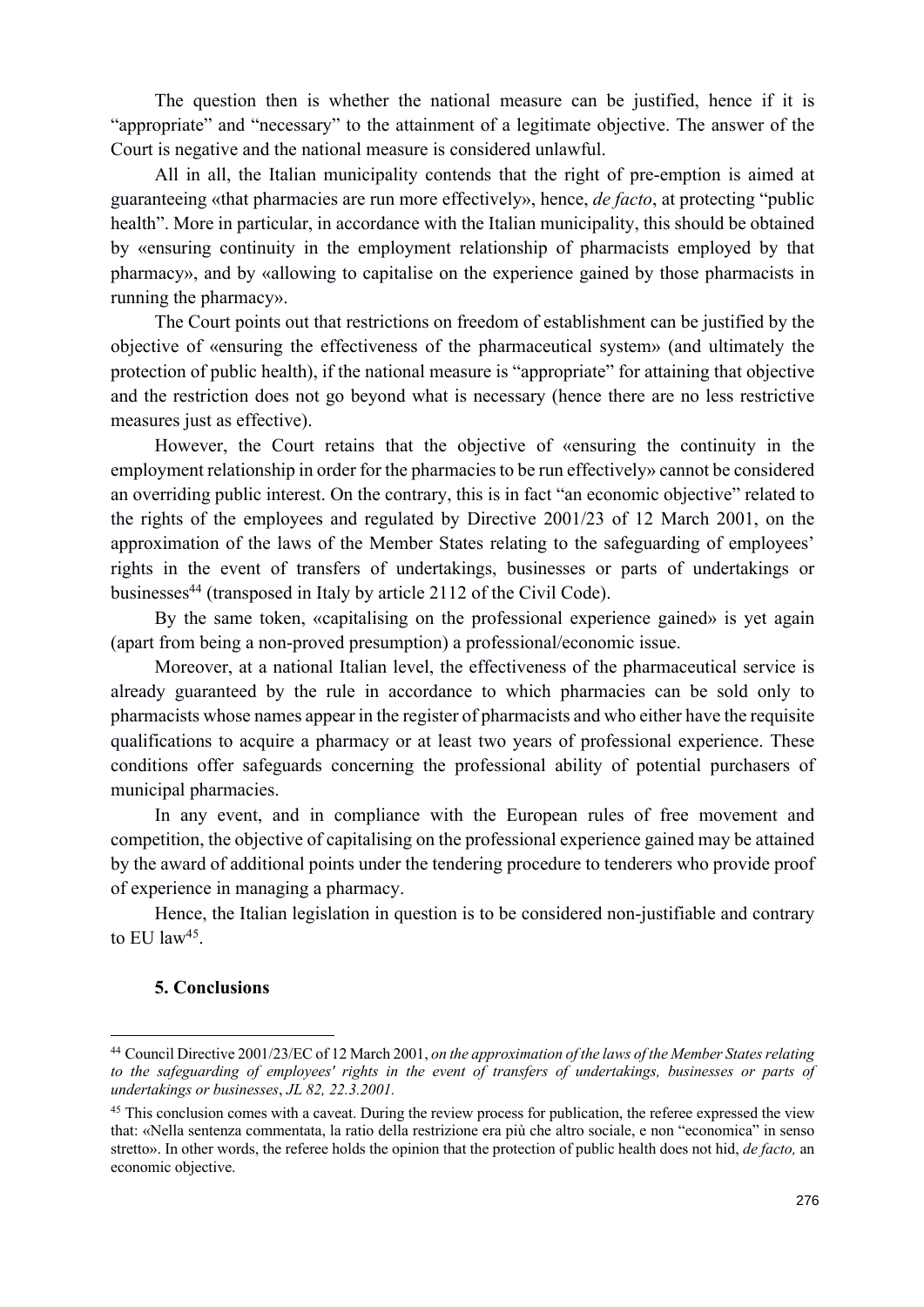The question then is whether the national measure can be justified, hence if it is "appropriate" and "necessary" to the attainment of a legitimate objective. The answer of the Court is negative and the national measure is considered unlawful.

All in all, the Italian municipality contends that the right of pre-emption is aimed at guaranteeing «that pharmacies are run more effectively», hence, *de facto*, at protecting "public health". More in particular, in accordance with the Italian municipality, this should be obtained by «ensuring continuity in the employment relationship of pharmacists employed by that pharmacy», and by «allowing to capitalise on the experience gained by those pharmacists in running the pharmacy».

The Court points out that restrictions on freedom of establishment can be justified by the objective of «ensuring the effectiveness of the pharmaceutical system» (and ultimately the protection of public health), if the national measure is "appropriate" for attaining that objective and the restriction does not go beyond what is necessary (hence there are no less restrictive measures just as effective).

However, the Court retains that the objective of «ensuring the continuity in the employment relationship in order for the pharmacies to be run effectively» cannot be considered an overriding public interest. On the contrary, this is in fact "an economic objective" related to the rights of the employees and regulated by Directive 2001/23 of 12 March 2001, on the approximation of the laws of the Member States relating to the safeguarding of employees' rights in the event of transfers of undertakings, businesses or parts of undertakings or businesses[44] (transposed in Italy by article 2112 of the Civil Code).

By the same token, «capitalising on the professional experience gained» is yet again (apart from being a non-proved presumption) a professional/economic issue.

Moreover, at a national Italian level, the effectiveness of the pharmaceutical service is already guaranteed by the rule in accordance to which pharmacies can be sold only to pharmacists whose names appear in the register of pharmacists and who either have the requisite qualifications to acquire a pharmacy or at least two years of professional experience. These conditions offer safeguards concerning the professional ability of potential purchasers of municipal pharmacies.

In any event, and in compliance with the European rules of free movement and competition, the objective of capitalising on the professional experience gained may be attained by the award of additional points under the tendering procedure to tenderers who provide proof of experience in managing a pharmacy.

Hence, the Italian legislation in question is to be considered non-justifiable and contrary to EU law[45].

## 5. Conclusions

---

[44] Council Directive 2001/23/EC of 12 March 2001, *on the approximation of the laws of the Member States relating to the safeguarding of employees' rights in the event of transfers of undertakings, businesses or parts of undertakings or businesses*, *JL 82, 22.3.2001.*

[45] This conclusion comes with a caveat. During the review process for publication, the referee expressed the view that: «Nella sentenza commentata, la ratio della restrizione era più che altro sociale, e non "economica" in senso stretto». In other words, the referee holds the opinion that the protection of public health does not hid, *de facto,* an economic objective.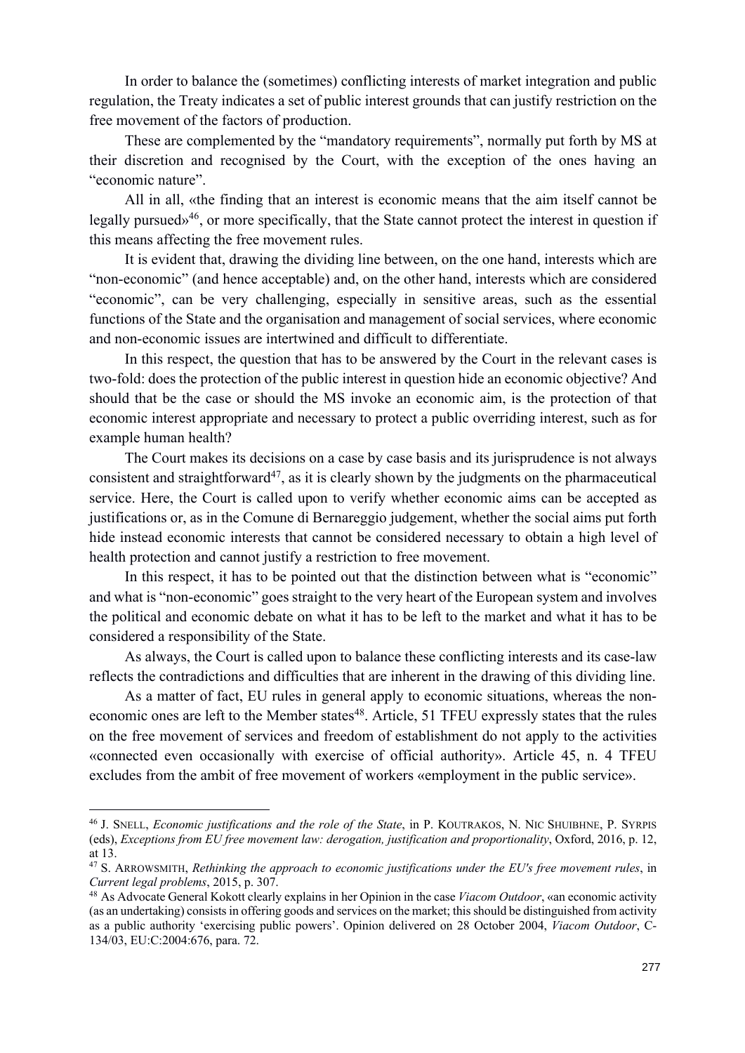In order to balance the (sometimes) conflicting interests of market integration and public regulation, the Treaty indicates a set of public interest grounds that can justify restriction on the free movement of the factors of production.

These are complemented by the "mandatory requirements", normally put forth by MS at their discretion and recognised by the Court, with the exception of the ones having an "economic nature".

All in all, «the finding that an interest is economic means that the aim itself cannot be legally pursued»[46], or more specifically, that the State cannot protect the interest in question if this means affecting the free movement rules.

It is evident that, drawing the dividing line between, on the one hand, interests which are "non-economic" (and hence acceptable) and, on the other hand, interests which are considered "economic", can be very challenging, especially in sensitive areas, such as the essential functions of the State and the organisation and management of social services, where economic and non-economic issues are intertwined and difficult to differentiate.

In this respect, the question that has to be answered by the Court in the relevant cases is two-fold: does the protection of the public interest in question hide an economic objective? And should that be the case or should the MS invoke an economic aim, is the protection of that economic interest appropriate and necessary to protect a public overriding interest, such as for example human health?

The Court makes its decisions on a case by case basis and its jurisprudence is not always consistent and straightforward[47], as it is clearly shown by the judgments on the pharmaceutical service. Here, the Court is called upon to verify whether economic aims can be accepted as justifications or, as in the Comune di Bernareggio judgement, whether the social aims put forth hide instead economic interests that cannot be considered necessary to obtain a high level of health protection and cannot justify a restriction to free movement.

In this respect, it has to be pointed out that the distinction between what is "economic" and what is "non-economic" goes straight to the very heart of the European system and involves the political and economic debate on what it has to be left to the market and what it has to be considered a responsibility of the State.

As always, the Court is called upon to balance these conflicting interests and its case-law reflects the contradictions and difficulties that are inherent in the drawing of this dividing line.

As a matter of fact, EU rules in general apply to economic situations, whereas the non-economic ones are left to the Member states[48]. Article, 51 TFEU expressly states that the rules on the free movement of services and freedom of establishment do not apply to the activities «connected even occasionally with exercise of official authority». Article 45, n. 4 TFEU excludes from the ambit of free movement of workers «employment in the public service».

---

[46] J. Snell, *Economic justifications and the role of the State*, in P. Koutrakos, N. Nic Shuibhne, P. Syrpis (eds), *Exceptions from EU free movement law: derogation, justification and proportionality*, Oxford, 2016, p. 12, at 13.

[47] S. Arrowsmith, *Rethinking the approach to economic justifications under the EU's free movement rules*, in *Current legal problems*, 2015, p. 307.

[48] As Advocate General Kokott clearly explains in her Opinion in the case *Viacom Outdoor*, «an economic activity (as an undertaking) consists in offering goods and services on the market; this should be distinguished from activity as a public authority 'exercising public powers'. Opinion delivered on 28 October 2004, *Viacom Outdoor*, C-134/03, EU:C:2004:676, para. 72.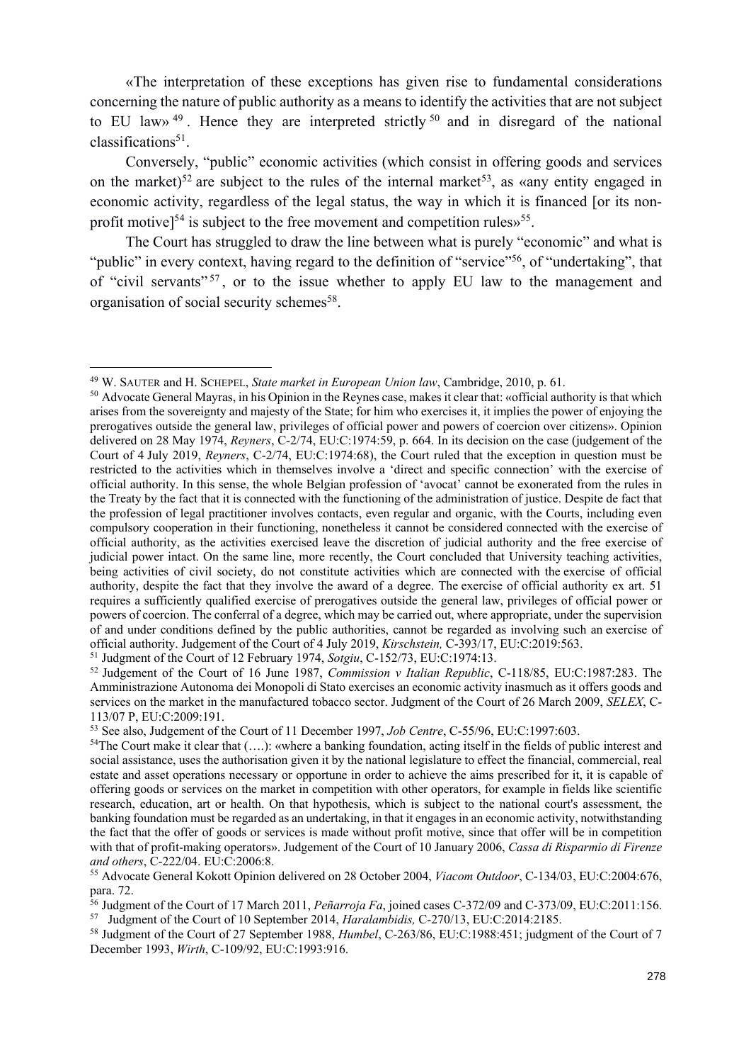«The interpretation of these exceptions has given rise to fundamental considerations concerning the nature of public authority as a means to identify the activities that are not subject to EU law» [49]. Hence they are interpreted strictly [50] and in disregard of the national classifications[51].

Conversely, "public" economic activities (which consist in offering goods and services on the market)[52] are subject to the rules of the internal market[53], as «any entity engaged in economic activity, regardless of the legal status, the way in which it is financed [or its non-profit motive][54] is subject to the free movement and competition rules»[55].

The Court has struggled to draw the line between what is purely "economic" and what is "public" in every context, having regard to the definition of "service"[56], of "undertaking", that of "civil servants"[57], or to the issue whether to apply EU law to the management and organisation of social security schemes[58].

---

[49] W. Sauter and H. Schepel, *State market in European Union law*, Cambridge, 2010, p. 61.

[50] Advocate General Mayras, in his Opinion in the Reynes case, makes it clear that: «official authority is that which arises from the sovereignty and majesty of the State; for him who exercises it, it implies the power of enjoying the prerogatives outside the general law, privileges of official power and powers of coercion over citizens». Opinion delivered on 28 May 1974, *Reyners*, C-2/74, EU:C:1974:59, p. 664. In its decision on the case (judgement of the Court of 4 July 2019, *Reyners*, C-2/74, EU:C:1974:68), the Court ruled that the exception in question must be restricted to the activities which in themselves involve a 'direct and specific connection' with the exercise of official authority. In this sense, the whole Belgian profession of 'avocat' cannot be exonerated from the rules in the Treaty by the fact that it is connected with the functioning of the administration of justice. Despite de fact that the profession of legal practitioner involves contacts, even regular and organic, with the Courts, including even compulsory cooperation in their functioning, nonetheless it cannot be considered connected with the exercise of official authority, as the activities exercised leave the discretion of judicial authority and the free exercise of judicial power intact. On the same line, more recently, the Court concluded that University teaching activities, being activities of civil society, do not constitute activities which are connected with the exercise of official authority, despite the fact that they involve the award of a degree. The exercise of official authority ex art. 51 requires a sufficiently qualified exercise of prerogatives outside the general law, privileges of official power or powers of coercion. The conferral of a degree, which may be carried out, where appropriate, under the supervision of and under conditions defined by the public authorities, cannot be regarded as involving such an exercise of official authority. Judgement of the Court of 4 July 2019, *Kirschstein,* C-393/17, EU:C:2019:563.

[51] Judgment of the Court of 12 February 1974, *Sotgiu*, C-152/73, EU:C:1974:13.

[52] Judgement of the Court of 16 June 1987, *Commission v Italian Republic*, C-118/85, EU:C:1987:283. The Amministrazione Autonoma dei Monopoli di Stato exercises an economic activity inasmuch as it offers goods and services on the market in the manufactured tobacco sector. Judgment of the Court of 26 March 2009, *SELEX*, C-113/07 P, EU:C:2009:191.

[53] See also, Judgement of the Court of 11 December 1997, *Job Centre*, C-55/96, EU:C:1997:603.

[54] The Court make it clear that (….): «where a banking foundation, acting itself in the fields of public interest and social assistance, uses the authorisation given it by the national legislature to effect the financial, commercial, real estate and asset operations necessary or opportune in order to achieve the aims prescribed for it, it is capable of offering goods or services on the market in competition with other operators, for example in fields like scientific research, education, art or health. On that hypothesis, which is subject to the national court's assessment, the banking foundation must be regarded as an undertaking, in that it engages in an economic activity, notwithstanding the fact that the offer of goods or services is made without profit motive, since that offer will be in competition with that of profit-making operators». Judgement of the Court of 10 January 2006, *Cassa di Risparmio di Firenze and others*, C-222/04. EU:C:2006:8.

[55] Advocate General Kokott Opinion delivered on 28 October 2004, *Viacom Outdoor*, C-134/03, EU:C:2004:676, para. 72.

[56] Judgment of the Court of 17 March 2011, *Peñarroja Fa*, joined cases C-372/09 and C-373/09, EU:C:2011:156.

[57] Judgment of the Court of 10 September 2014, *Haralambidis,* C-270/13, EU:C:2014:2185.

[58] Judgment of the Court of 27 September 1988, *Humbel*, C-263/86, EU:C:1988:451; judgment of the Court of 7 December 1993, *Wirth*, C-109/92, EU:C:1993:916.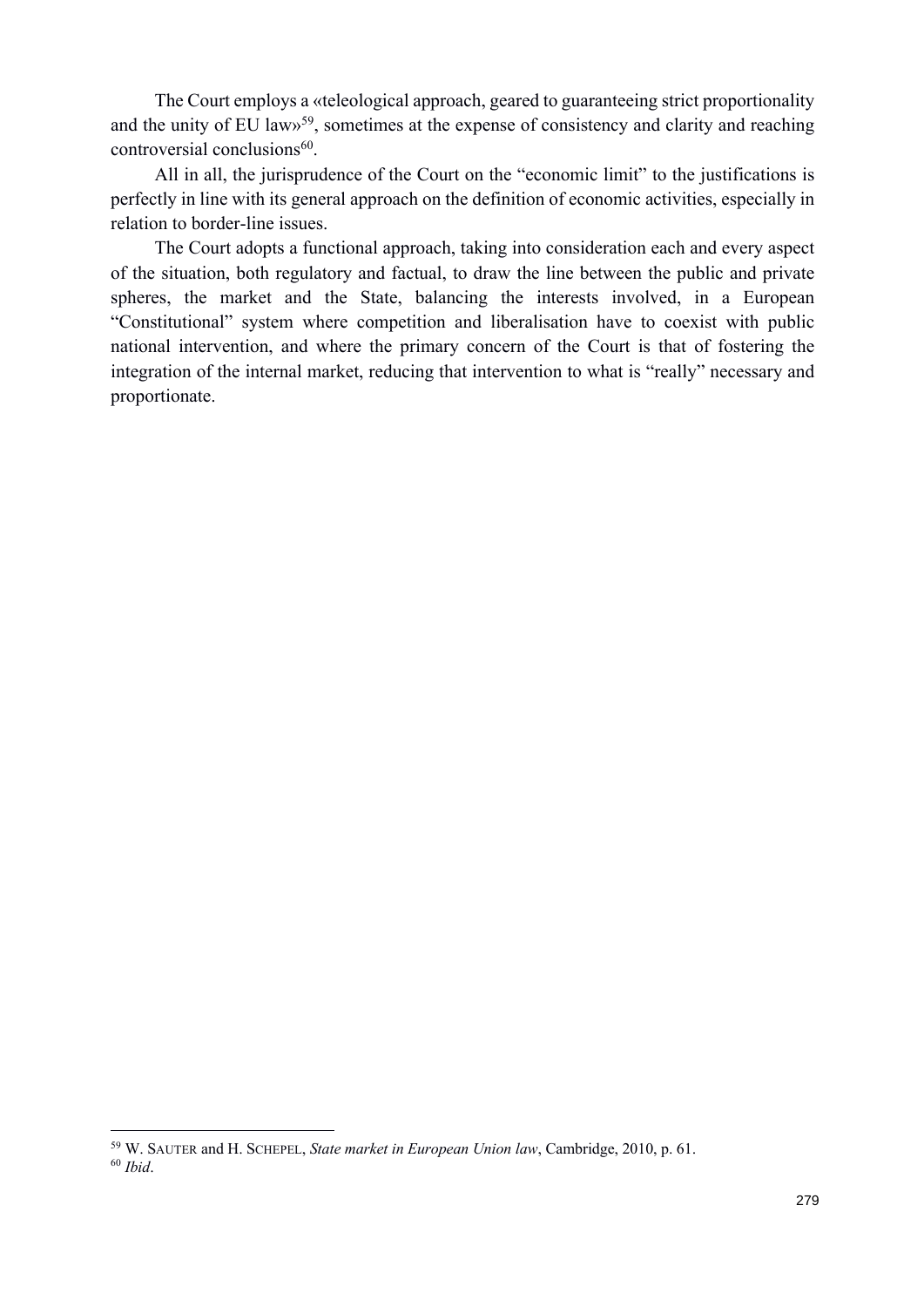The Court employs a «teleological approach, geared to guaranteeing strict proportionality and the unity of EU law»[59], sometimes at the expense of consistency and clarity and reaching controversial conclusions[60].

All in all, the jurisprudence of the Court on the "economic limit" to the justifications is perfectly in line with its general approach on the definition of economic activities, especially in relation to border-line issues.

The Court adopts a functional approach, taking into consideration each and every aspect of the situation, both regulatory and factual, to draw the line between the public and private spheres, the market and the State, balancing the interests involved, in a European "Constitutional" system where competition and liberalisation have to coexist with public national intervention, and where the primary concern of the Court is that of fostering the integration of the internal market, reducing that intervention to what is "really" necessary and proportionate.

---

[59] W. SAUTER and H. SCHEPEL, *State market in European Union law*, Cambridge, 2010, p. 61.

[60] *Ibid*.